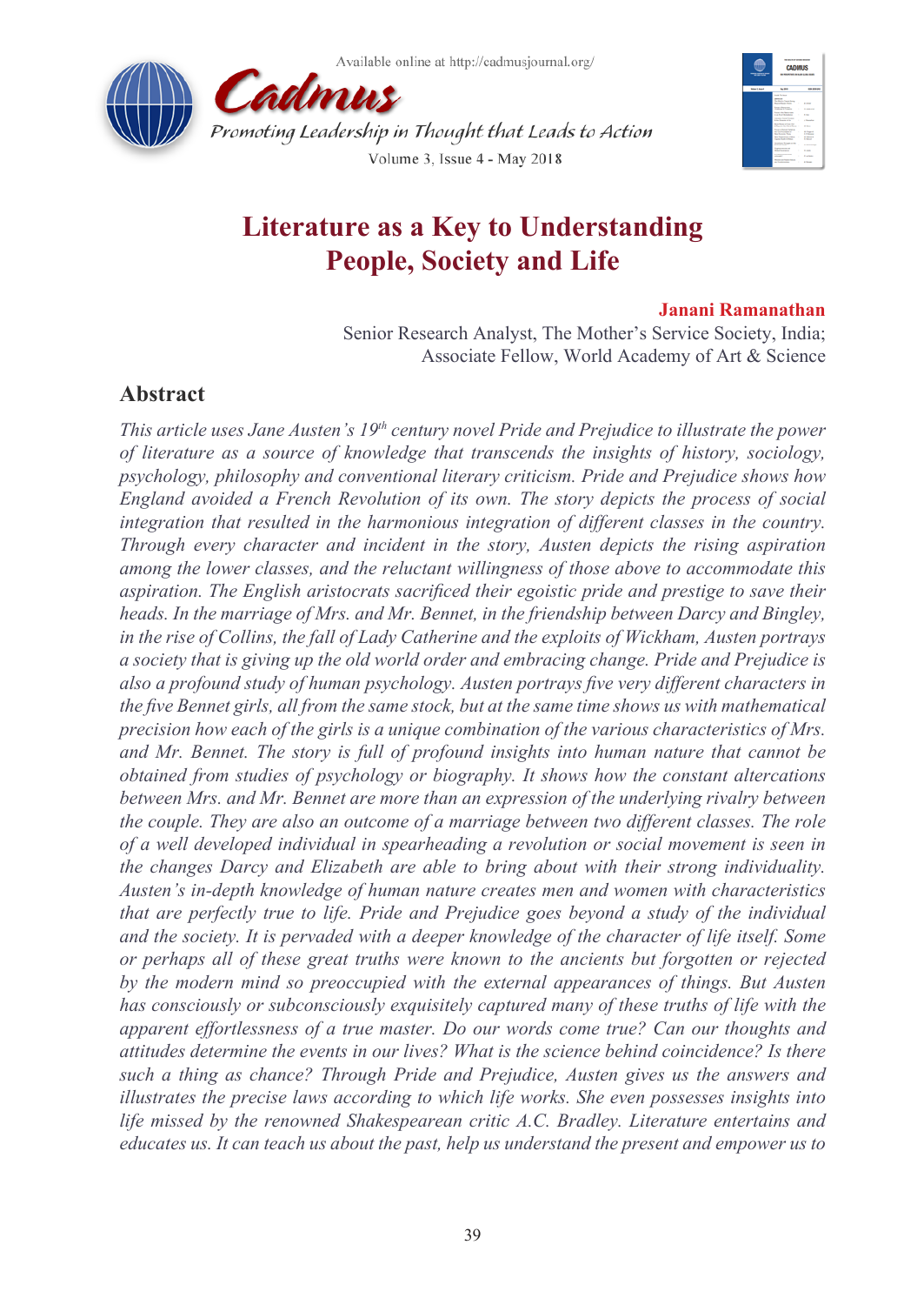Available online at http://cadmusjournal.org/

**Cadmus**

*Promoting Leadership in Thought that Leads to Action*

Volume 3, Issue 4 - May 2018

# Literature as a Key to Understanding People, Society and Life

**Janani Ramanathan**

Senior Research Analyst, The Mother's Service Society, India;
Associate Fellow, World Academy of Art & Science

## Abstract

*This article uses Jane Austen's 19th century novel Pride and Prejudice to illustrate the power of literature as a source of knowledge that transcends the insights of history, sociology, psychology, philosophy and conventional literary criticism. Pride and Prejudice shows how England avoided a French Revolution of its own. The story depicts the process of social integration that resulted in the harmonious integration of different classes in the country. Through every character and incident in the story, Austen depicts the rising aspiration among the lower classes, and the reluctant willingness of those above to accommodate this aspiration. The English aristocrats sacrificed their egoistic pride and prestige to save their heads. In the marriage of Mrs. and Mr. Bennet, in the friendship between Darcy and Bingley, in the rise of Collins, the fall of Lady Catherine and the exploits of Wickham, Austen portrays a society that is giving up the old world order and embracing change. Pride and Prejudice is also a profound study of human psychology. Austen portrays five very different characters in the five Bennet girls, all from the same stock, but at the same time shows us with mathematical precision how each of the girls is a unique combination of the various characteristics of Mrs. and Mr. Bennet. The story is full of profound insights into human nature that cannot be obtained from studies of psychology or biography. It shows how the constant altercations between Mrs. and Mr. Bennet are more than an expression of the underlying rivalry between the couple. They are also an outcome of a marriage between two different classes. The role of a well developed individual in spearheading a revolution or social movement is seen in the changes Darcy and Elizabeth are able to bring about with their strong individuality. Austen's in-depth knowledge of human nature creates men and women with characteristics that are perfectly true to life. Pride and Prejudice goes beyond a study of the individual and the society. It is pervaded with a deeper knowledge of the character of life itself. Some or perhaps all of these great truths were known to the ancients but forgotten or rejected by the modern mind so preoccupied with the external appearances of things. But Austen has consciously or subconsciously exquisitely captured many of these truths of life with the apparent effortlessness of a true master. Do our words come true? Can our thoughts and attitudes determine the events in our lives? What is the science behind coincidence? Is there such a thing as chance? Through Pride and Prejudice, Austen gives us the answers and illustrates the precise laws according to which life works. She even possesses insights into life missed by the renowned Shakespearean critic A.C. Bradley. Literature entertains and educates us. It can teach us about the past, help us understand the present and empower us to*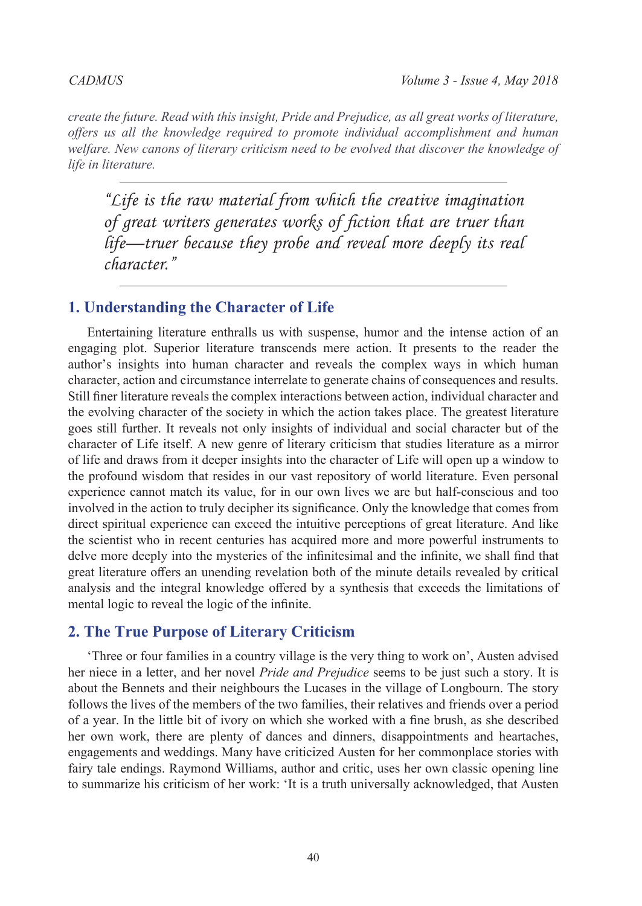*create the future. Read with this insight, Pride and Prejudice, as all great works of literature, offers us all the knowledge required to promote individual accomplishment and human welfare. New canons of literary criticism need to be evolved that discover the knowledge of life in literature.*

---

> *"Life is the raw material from which the creative imagination of great writers generates works of fiction that are truer than life—truer because they probe and reveal more deeply its real character."*

---

## 1. Understanding the Character of Life

Entertaining literature enthralls us with suspense, humor and the intense action of an engaging plot. Superior literature transcends mere action. It presents to the reader the author's insights into human character and reveals the complex ways in which human character, action and circumstance interrelate to generate chains of consequences and results. Still finer literature reveals the complex interactions between action, individual character and the evolving character of the society in which the action takes place. The greatest literature goes still further. It reveals not only insights of individual and social character but of the character of Life itself. A new genre of literary criticism that studies literature as a mirror of life and draws from it deeper insights into the character of Life will open up a window to the profound wisdom that resides in our vast repository of world literature. Even personal experience cannot match its value, for in our own lives we are but half-conscious and too involved in the action to truly decipher its significance. Only the knowledge that comes from direct spiritual experience can exceed the intuitive perceptions of great literature. And like the scientist who in recent centuries has acquired more and more powerful instruments to delve more deeply into the mysteries of the infinitesimal and the infinite, we shall find that great literature offers an unending revelation both of the minute details revealed by critical analysis and the integral knowledge offered by a synthesis that exceeds the limitations of mental logic to reveal the logic of the infinite.

## 2. The True Purpose of Literary Criticism

'Three or four families in a country village is the very thing to work on', Austen advised her niece in a letter, and her novel *Pride and Prejudice* seems to be just such a story. It is about the Bennets and their neighbours the Lucases in the village of Longbourn. The story follows the lives of the members of the two families, their relatives and friends over a period of a year. In the little bit of ivory on which she worked with a fine brush, as she described her own work, there are plenty of dances and dinners, disappointments and heartaches, engagements and weddings. Many have criticized Austen for her commonplace stories with fairy tale endings. Raymond Williams, author and critic, uses her own classic opening line to summarize his criticism of her work: 'It is a truth universally acknowledged, that Austen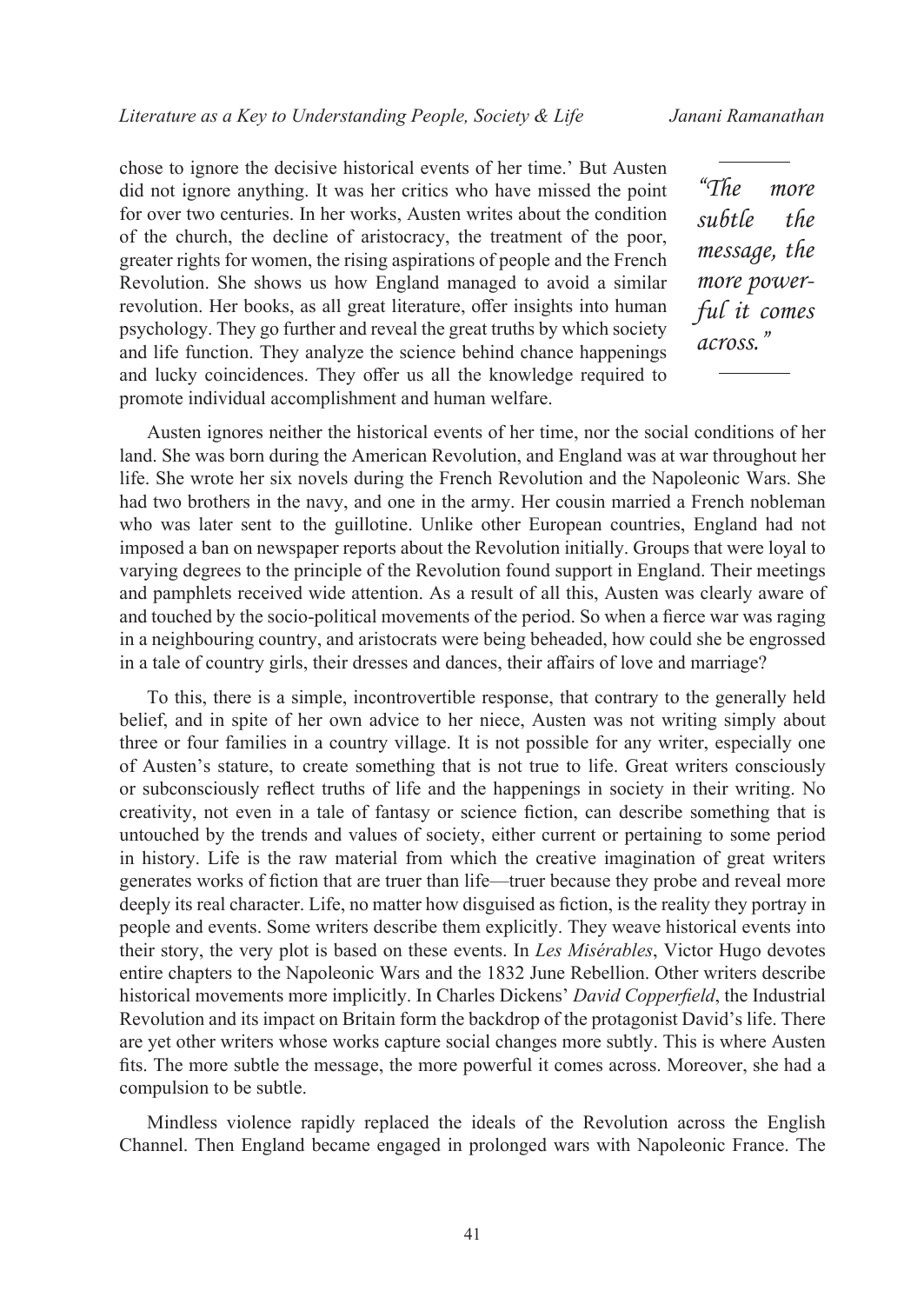chose to ignore the decisive historical events of her time.' But Austen did not ignore anything. It was her critics who have missed the point for over two centuries. In her works, Austen writes about the condition of the church, the decline of aristocracy, the treatment of the poor, greater rights for women, the rising aspirations of people and the French Revolution. She shows us how England managed to avoid a similar revolution. Her books, as all great literature, offer insights into human psychology. They go further and reveal the great truths by which society and life function. They analyze the science behind chance happenings and lucky coincidences. They offer us all the knowledge required to promote individual accomplishment and human welfare.

> *"The more subtle the message, the more powerful it comes across."*

Austen ignores neither the historical events of her time, nor the social conditions of her land. She was born during the American Revolution, and England was at war throughout her life. She wrote her six novels during the French Revolution and the Napoleonic Wars. She had two brothers in the navy, and one in the army. Her cousin married a French nobleman who was later sent to the guillotine. Unlike other European countries, England had not imposed a ban on newspaper reports about the Revolution initially. Groups that were loyal to varying degrees to the principle of the Revolution found support in England. Their meetings and pamphlets received wide attention. As a result of all this, Austen was clearly aware of and touched by the socio-political movements of the period. So when a fierce war was raging in a neighbouring country, and aristocrats were being beheaded, how could she be engrossed in a tale of country girls, their dresses and dances, their affairs of love and marriage?

To this, there is a simple, incontrovertible response, that contrary to the generally held belief, and in spite of her own advice to her niece, Austen was not writing simply about three or four families in a country village. It is not possible for any writer, especially one of Austen's stature, to create something that is not true to life. Great writers consciously or subconsciously reflect truths of life and the happenings in society in their writing. No creativity, not even in a tale of fantasy or science fiction, can describe something that is untouched by the trends and values of society, either current or pertaining to some period in history. Life is the raw material from which the creative imagination of great writers generates works of fiction that are truer than life—truer because they probe and reveal more deeply its real character. Life, no matter how disguised as fiction, is the reality they portray in people and events. Some writers describe them explicitly. They weave historical events into their story, the very plot is based on these events. In *Les Misérables*, Victor Hugo devotes entire chapters to the Napoleonic Wars and the 1832 June Rebellion. Other writers describe historical movements more implicitly. In Charles Dickens' *David Copperfield*, the Industrial Revolution and its impact on Britain form the backdrop of the protagonist David's life. There are yet other writers whose works capture social changes more subtly. This is where Austen fits. The more subtle the message, the more powerful it comes across. Moreover, she had a compulsion to be subtle.

Mindless violence rapidly replaced the ideals of the Revolution across the English Channel. Then England became engaged in prolonged wars with Napoleonic France. The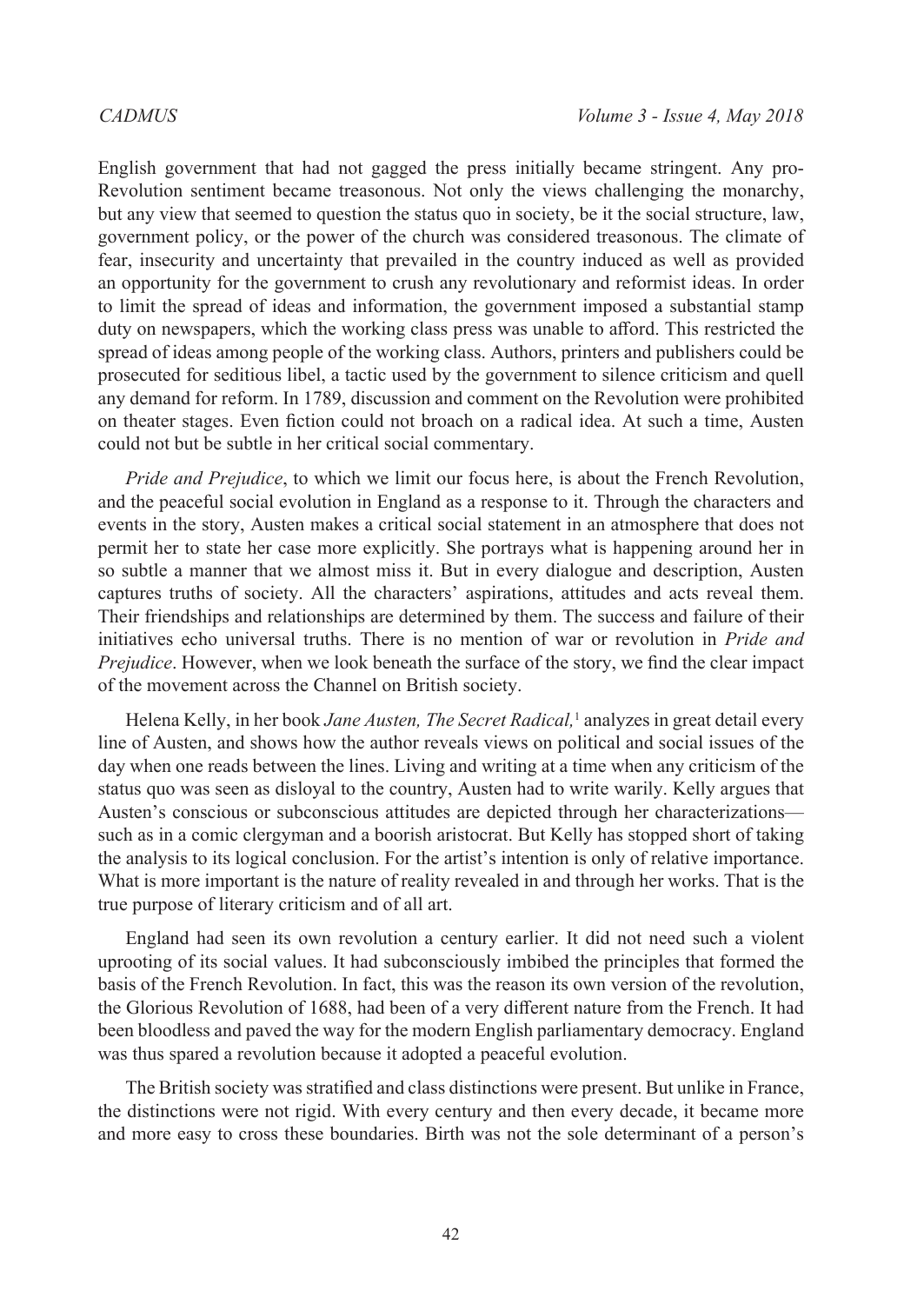English government that had not gagged the press initially became stringent. Any pro-Revolution sentiment became treasonous. Not only the views challenging the monarchy, but any view that seemed to question the status quo in society, be it the social structure, law, government policy, or the power of the church was considered treasonous. The climate of fear, insecurity and uncertainty that prevailed in the country induced as well as provided an opportunity for the government to crush any revolutionary and reformist ideas. In order to limit the spread of ideas and information, the government imposed a substantial stamp duty on newspapers, which the working class press was unable to afford. This restricted the spread of ideas among people of the working class. Authors, printers and publishers could be prosecuted for seditious libel, a tactic used by the government to silence criticism and quell any demand for reform. In 1789, discussion and comment on the Revolution were prohibited on theater stages. Even fiction could not broach on a radical idea. At such a time, Austen could not but be subtle in her critical social commentary.

*Pride and Prejudice*, to which we limit our focus here, is about the French Revolution, and the peaceful social evolution in England as a response to it. Through the characters and events in the story, Austen makes a critical social statement in an atmosphere that does not permit her to state her case more explicitly. She portrays what is happening around her in so subtle a manner that we almost miss it. But in every dialogue and description, Austen captures truths of society. All the characters' aspirations, attitudes and acts reveal them. Their friendships and relationships are determined by them. The success and failure of their initiatives echo universal truths. There is no mention of war or revolution in *Pride and Prejudice*. However, when we look beneath the surface of the story, we find the clear impact of the movement across the Channel on British society.

Helena Kelly, in her book *Jane Austen, The Secret Radical,*[1] analyzes in great detail every line of Austen, and shows how the author reveals views on political and social issues of the day when one reads between the lines. Living and writing at a time when any criticism of the status quo was seen as disloyal to the country, Austen had to write warily. Kelly argues that Austen's conscious or subconscious attitudes are depicted through her characterizations—such as in a comic clergyman and a boorish aristocrat. But Kelly has stopped short of taking the analysis to its logical conclusion. For the artist's intention is only of relative importance. What is more important is the nature of reality revealed in and through her works. That is the true purpose of literary criticism and of all art.

England had seen its own revolution a century earlier. It did not need such a violent uprooting of its social values. It had subconsciously imbibed the principles that formed the basis of the French Revolution. In fact, this was the reason its own version of the revolution, the Glorious Revolution of 1688, had been of a very different nature from the French. It had been bloodless and paved the way for the modern English parliamentary democracy. England was thus spared a revolution because it adopted a peaceful evolution.

The British society was stratified and class distinctions were present. But unlike in France, the distinctions were not rigid. With every century and then every decade, it became more and more easy to cross these boundaries. Birth was not the sole determinant of a person's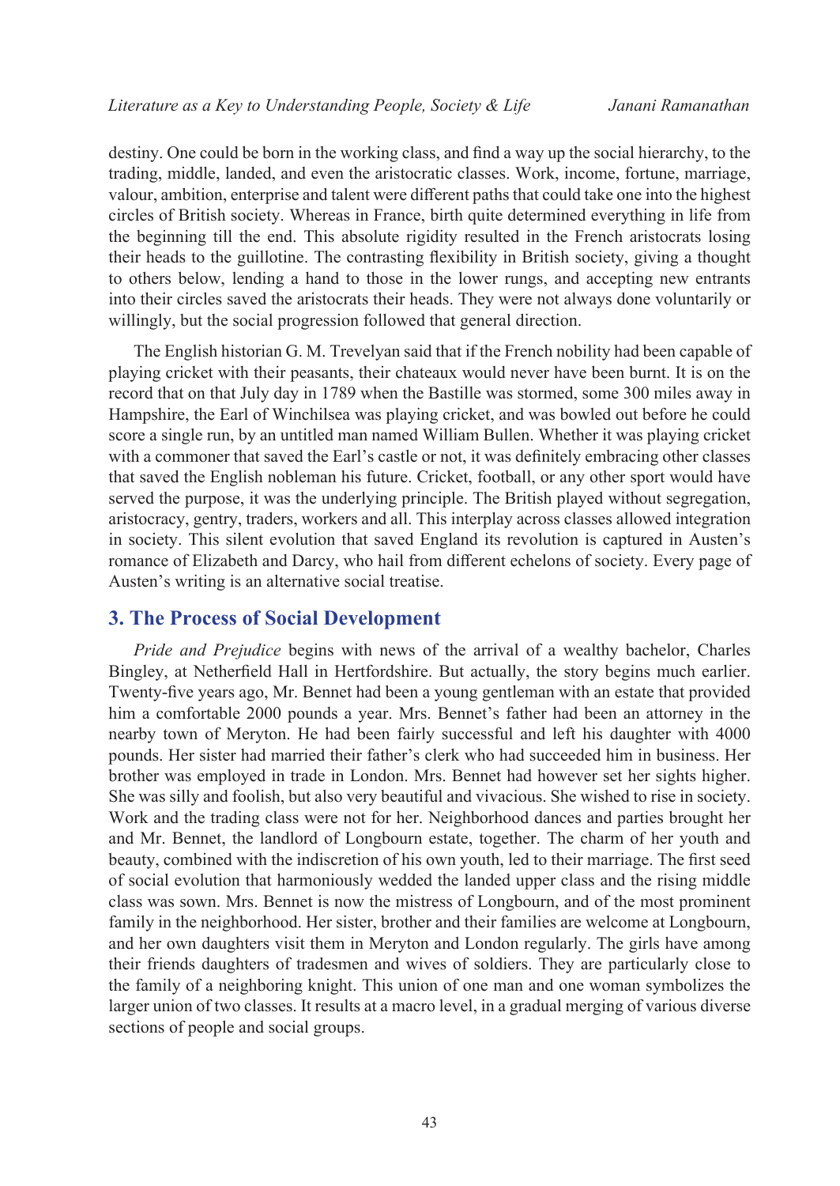destiny. One could be born in the working class, and find a way up the social hierarchy, to the trading, middle, landed, and even the aristocratic classes. Work, income, fortune, marriage, valour, ambition, enterprise and talent were different paths that could take one into the highest circles of British society. Whereas in France, birth quite determined everything in life from the beginning till the end. This absolute rigidity resulted in the French aristocrats losing their heads to the guillotine. The contrasting flexibility in British society, giving a thought to others below, lending a hand to those in the lower rungs, and accepting new entrants into their circles saved the aristocrats their heads. They were not always done voluntarily or willingly, but the social progression followed that general direction.

The English historian G. M. Trevelyan said that if the French nobility had been capable of playing cricket with their peasants, their chateaux would never have been burnt. It is on the record that on that July day in 1789 when the Bastille was stormed, some 300 miles away in Hampshire, the Earl of Winchilsea was playing cricket, and was bowled out before he could score a single run, by an untitled man named William Bullen. Whether it was playing cricket with a commoner that saved the Earl's castle or not, it was definitely embracing other classes that saved the English nobleman his future. Cricket, football, or any other sport would have served the purpose, it was the underlying principle. The British played without segregation, aristocracy, gentry, traders, workers and all. This interplay across classes allowed integration in society. This silent evolution that saved England its revolution is captured in Austen's romance of Elizabeth and Darcy, who hail from different echelons of society. Every page of Austen's writing is an alternative social treatise.

## 3. The Process of Social Development

*Pride and Prejudice* begins with news of the arrival of a wealthy bachelor, Charles Bingley, at Netherfield Hall in Hertfordshire. But actually, the story begins much earlier. Twenty-five years ago, Mr. Bennet had been a young gentleman with an estate that provided him a comfortable 2000 pounds a year. Mrs. Bennet's father had been an attorney in the nearby town of Meryton. He had been fairly successful and left his daughter with 4000 pounds. Her sister had married their father's clerk who had succeeded him in business. Her brother was employed in trade in London. Mrs. Bennet had however set her sights higher. She was silly and foolish, but also very beautiful and vivacious. She wished to rise in society. Work and the trading class were not for her. Neighborhood dances and parties brought her and Mr. Bennet, the landlord of Longbourn estate, together. The charm of her youth and beauty, combined with the indiscretion of his own youth, led to their marriage. The first seed of social evolution that harmoniously wedded the landed upper class and the rising middle class was sown. Mrs. Bennet is now the mistress of Longbourn, and of the most prominent family in the neighborhood. Her sister, brother and their families are welcome at Longbourn, and her own daughters visit them in Meryton and London regularly. The girls have among their friends daughters of tradesmen and wives of soldiers. They are particularly close to the family of a neighboring knight. This union of one man and one woman symbolizes the larger union of two classes. It results at a macro level, in a gradual merging of various diverse sections of people and social groups.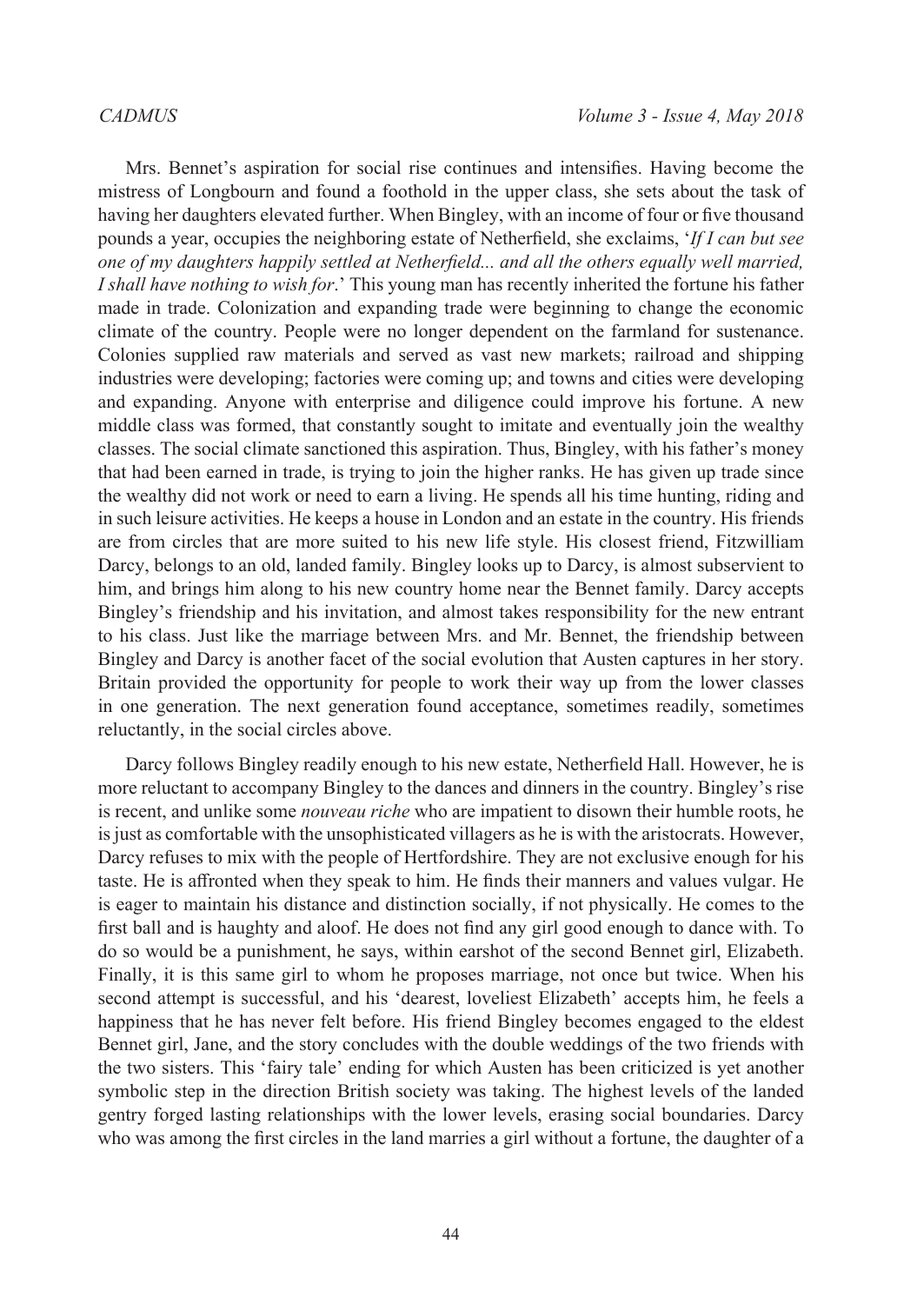Mrs. Bennet's aspiration for social rise continues and intensifies. Having become the mistress of Longbourn and found a foothold in the upper class, she sets about the task of having her daughters elevated further. When Bingley, with an income of four or five thousand pounds a year, occupies the neighboring estate of Netherfield, she exclaims, '*If I can but see one of my daughters happily settled at Netherfield... and all the others equally well married, I shall have nothing to wish for*.' This young man has recently inherited the fortune his father made in trade. Colonization and expanding trade were beginning to change the economic climate of the country. People were no longer dependent on the farmland for sustenance. Colonies supplied raw materials and served as vast new markets; railroad and shipping industries were developing; factories were coming up; and towns and cities were developing and expanding. Anyone with enterprise and diligence could improve his fortune. A new middle class was formed, that constantly sought to imitate and eventually join the wealthy classes. The social climate sanctioned this aspiration. Thus, Bingley, with his father's money that had been earned in trade, is trying to join the higher ranks. He has given up trade since the wealthy did not work or need to earn a living. He spends all his time hunting, riding and in such leisure activities. He keeps a house in London and an estate in the country. His friends are from circles that are more suited to his new life style. His closest friend, Fitzwilliam Darcy, belongs to an old, landed family. Bingley looks up to Darcy, is almost subservient to him, and brings him along to his new country home near the Bennet family. Darcy accepts Bingley's friendship and his invitation, and almost takes responsibility for the new entrant to his class. Just like the marriage between Mrs. and Mr. Bennet, the friendship between Bingley and Darcy is another facet of the social evolution that Austen captures in her story. Britain provided the opportunity for people to work their way up from the lower classes in one generation. The next generation found acceptance, sometimes readily, sometimes reluctantly, in the social circles above.

Darcy follows Bingley readily enough to his new estate, Netherfield Hall. However, he is more reluctant to accompany Bingley to the dances and dinners in the country. Bingley's rise is recent, and unlike some *nouveau riche* who are impatient to disown their humble roots, he is just as comfortable with the unsophisticated villagers as he is with the aristocrats. However, Darcy refuses to mix with the people of Hertfordshire. They are not exclusive enough for his taste. He is affronted when they speak to him. He finds their manners and values vulgar. He is eager to maintain his distance and distinction socially, if not physically. He comes to the first ball and is haughty and aloof. He does not find any girl good enough to dance with. To do so would be a punishment, he says, within earshot of the second Bennet girl, Elizabeth. Finally, it is this same girl to whom he proposes marriage, not once but twice. When his second attempt is successful, and his 'dearest, loveliest Elizabeth' accepts him, he feels a happiness that he has never felt before. His friend Bingley becomes engaged to the eldest Bennet girl, Jane, and the story concludes with the double weddings of the two friends with the two sisters. This 'fairy tale' ending for which Austen has been criticized is yet another symbolic step in the direction British society was taking. The highest levels of the landed gentry forged lasting relationships with the lower levels, erasing social boundaries. Darcy who was among the first circles in the land marries a girl without a fortune, the daughter of a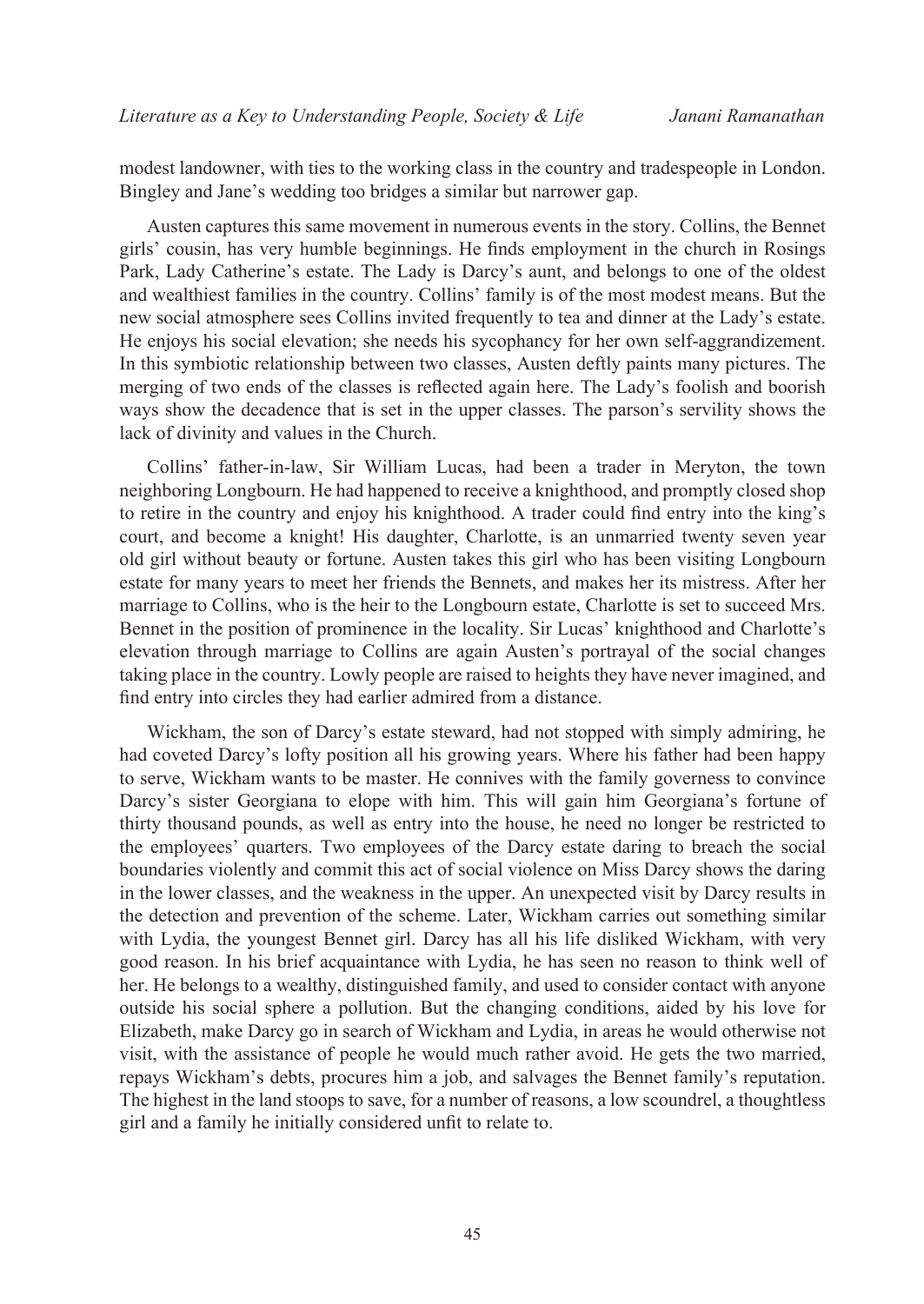modest landowner, with ties to the working class in the country and tradespeople in London. Bingley and Jane's wedding too bridges a similar but narrower gap.

Austen captures this same movement in numerous events in the story. Collins, the Bennet girls' cousin, has very humble beginnings. He finds employment in the church in Rosings Park, Lady Catherine's estate. The Lady is Darcy's aunt, and belongs to one of the oldest and wealthiest families in the country. Collins' family is of the most modest means. But the new social atmosphere sees Collins invited frequently to tea and dinner at the Lady's estate. He enjoys his social elevation; she needs his sycophancy for her own self-aggrandizement. In this symbiotic relationship between two classes, Austen deftly paints many pictures. The merging of two ends of the classes is reflected again here. The Lady's foolish and boorish ways show the decadence that is set in the upper classes. The parson's servility shows the lack of divinity and values in the Church.

Collins' father-in-law, Sir William Lucas, had been a trader in Meryton, the town neighboring Longbourn. He had happened to receive a knighthood, and promptly closed shop to retire in the country and enjoy his knighthood. A trader could find entry into the king's court, and become a knight! His daughter, Charlotte, is an unmarried twenty seven year old girl without beauty or fortune. Austen takes this girl who has been visiting Longbourn estate for many years to meet her friends the Bennets, and makes her its mistress. After her marriage to Collins, who is the heir to the Longbourn estate, Charlotte is set to succeed Mrs. Bennet in the position of prominence in the locality. Sir Lucas' knighthood and Charlotte's elevation through marriage to Collins are again Austen's portrayal of the social changes taking place in the country. Lowly people are raised to heights they have never imagined, and find entry into circles they had earlier admired from a distance.

Wickham, the son of Darcy's estate steward, had not stopped with simply admiring, he had coveted Darcy's lofty position all his growing years. Where his father had been happy to serve, Wickham wants to be master. He connives with the family governess to convince Darcy's sister Georgiana to elope with him. This will gain him Georgiana's fortune of thirty thousand pounds, as well as entry into the house, he need no longer be restricted to the employees' quarters. Two employees of the Darcy estate daring to breach the social boundaries violently and commit this act of social violence on Miss Darcy shows the daring in the lower classes, and the weakness in the upper. An unexpected visit by Darcy results in the detection and prevention of the scheme. Later, Wickham carries out something similar with Lydia, the youngest Bennet girl. Darcy has all his life disliked Wickham, with very good reason. In his brief acquaintance with Lydia, he has seen no reason to think well of her. He belongs to a wealthy, distinguished family, and used to consider contact with anyone outside his social sphere a pollution. But the changing conditions, aided by his love for Elizabeth, make Darcy go in search of Wickham and Lydia, in areas he would otherwise not visit, with the assistance of people he would much rather avoid. He gets the two married, repays Wickham's debts, procures him a job, and salvages the Bennet family's reputation. The highest in the land stoops to save, for a number of reasons, a low scoundrel, a thoughtless girl and a family he initially considered unfit to relate to.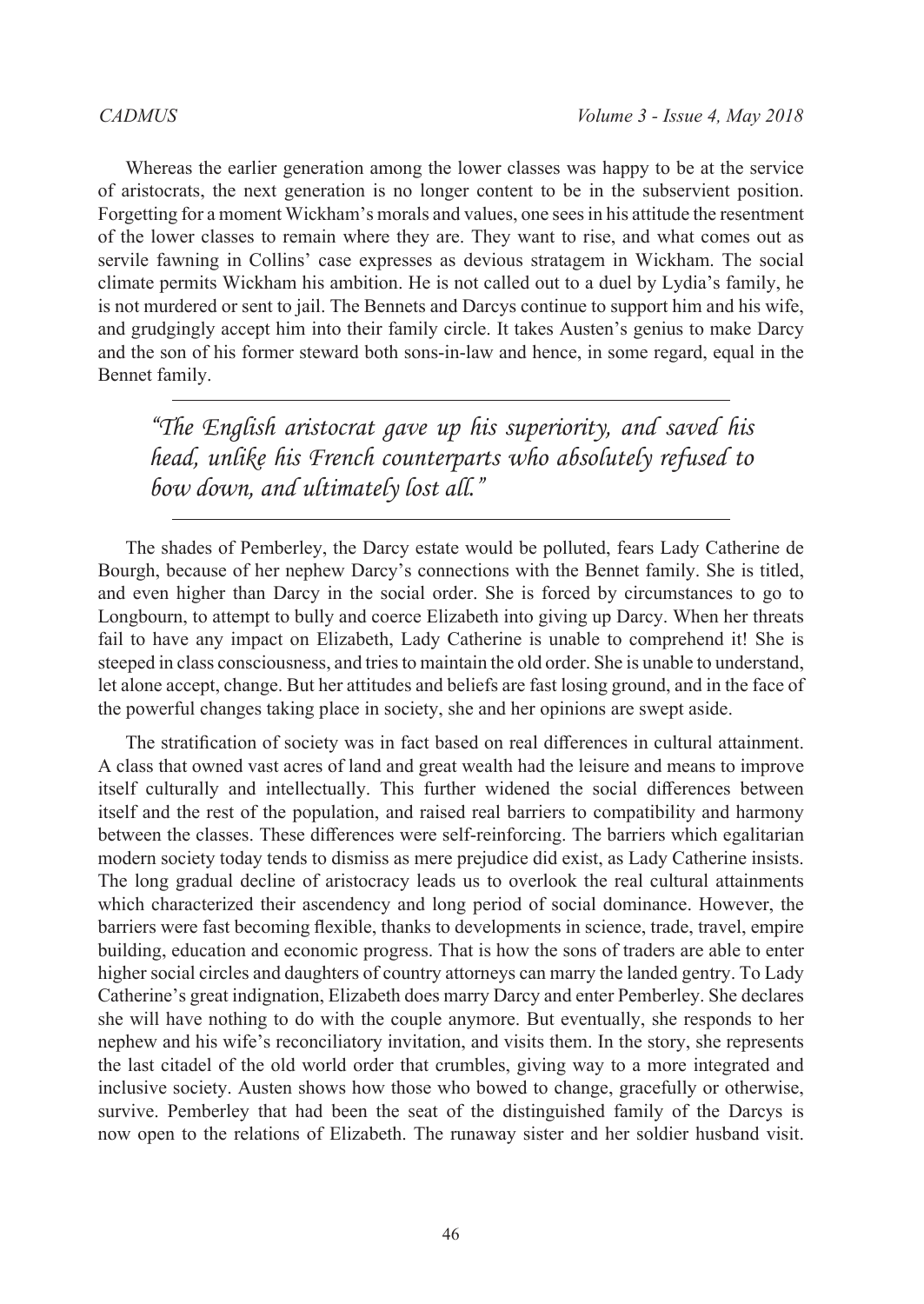Whereas the earlier generation among the lower classes was happy to be at the service of aristocrats, the next generation is no longer content to be in the subservient position. Forgetting for a moment Wickham's morals and values, one sees in his attitude the resentment of the lower classes to remain where they are. They want to rise, and what comes out as servile fawning in Collins' case expresses as devious stratagem in Wickham. The social climate permits Wickham his ambition. He is not called out to a duel by Lydia's family, he is not murdered or sent to jail. The Bennets and Darcys continue to support him and his wife, and grudgingly accept him into their family circle. It takes Austen's genius to make Darcy and the son of his former steward both sons-in-law and hence, in some regard, equal in the Bennet family.

---

> *"The English aristocrat gave up his superiority, and saved his head, unlike his French counterparts who absolutely refused to bow down, and ultimately lost all."*

---

The shades of Pemberley, the Darcy estate would be polluted, fears Lady Catherine de Bourgh, because of her nephew Darcy's connections with the Bennet family. She is titled, and even higher than Darcy in the social order. She is forced by circumstances to go to Longbourn, to attempt to bully and coerce Elizabeth into giving up Darcy. When her threats fail to have any impact on Elizabeth, Lady Catherine is unable to comprehend it! She is steeped in class consciousness, and tries to maintain the old order. She is unable to understand, let alone accept, change. But her attitudes and beliefs are fast losing ground, and in the face of the powerful changes taking place in society, she and her opinions are swept aside.

The stratification of society was in fact based on real differences in cultural attainment. A class that owned vast acres of land and great wealth had the leisure and means to improve itself culturally and intellectually. This further widened the social differences between itself and the rest of the population, and raised real barriers to compatibility and harmony between the classes. These differences were self-reinforcing. The barriers which egalitarian modern society today tends to dismiss as mere prejudice did exist, as Lady Catherine insists. The long gradual decline of aristocracy leads us to overlook the real cultural attainments which characterized their ascendency and long period of social dominance. However, the barriers were fast becoming flexible, thanks to developments in science, trade, travel, empire building, education and economic progress. That is how the sons of traders are able to enter higher social circles and daughters of country attorneys can marry the landed gentry. To Lady Catherine's great indignation, Elizabeth does marry Darcy and enter Pemberley. She declares she will have nothing to do with the couple anymore. But eventually, she responds to her nephew and his wife's reconciliatory invitation, and visits them. In the story, she represents the last citadel of the old world order that crumbles, giving way to a more integrated and inclusive society. Austen shows how those who bowed to change, gracefully or otherwise, survive. Pemberley that had been the seat of the distinguished family of the Darcys is now open to the relations of Elizabeth. The runaway sister and her soldier husband visit.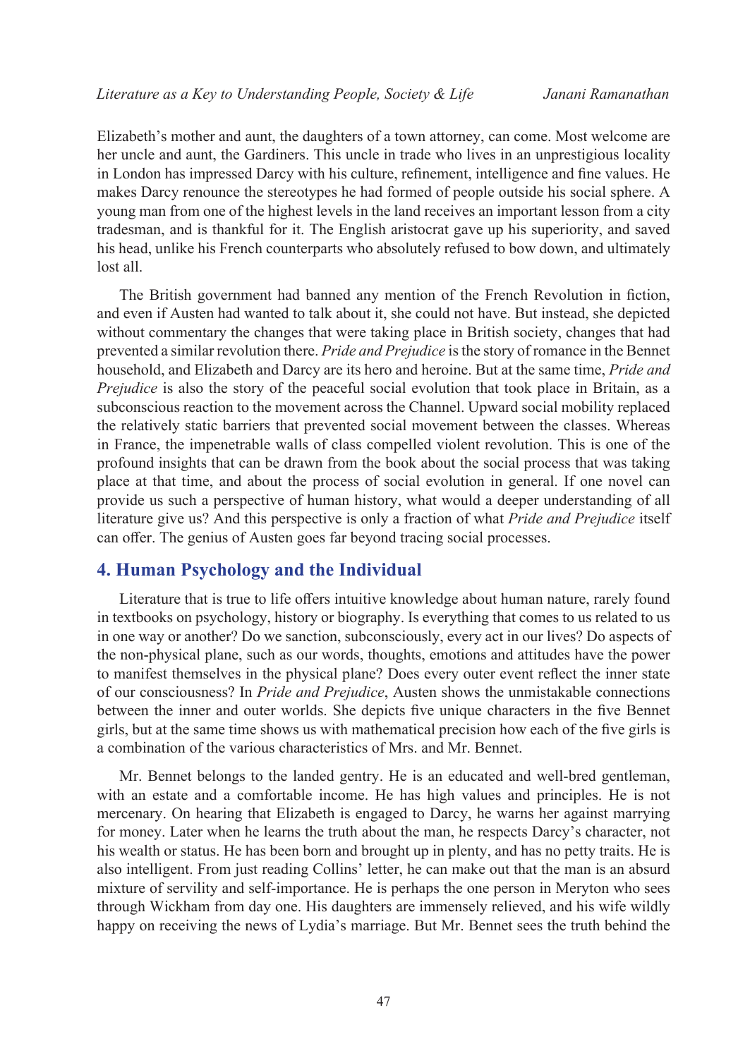Elizabeth's mother and aunt, the daughters of a town attorney, can come. Most welcome are her uncle and aunt, the Gardiners. This uncle in trade who lives in an unprestigious locality in London has impressed Darcy with his culture, refinement, intelligence and fine values. He makes Darcy renounce the stereotypes he had formed of people outside his social sphere. A young man from one of the highest levels in the land receives an important lesson from a city tradesman, and is thankful for it. The English aristocrat gave up his superiority, and saved his head, unlike his French counterparts who absolutely refused to bow down, and ultimately lost all.

The British government had banned any mention of the French Revolution in fiction, and even if Austen had wanted to talk about it, she could not have. But instead, she depicted without commentary the changes that were taking place in British society, changes that had prevented a similar revolution there. *Pride and Prejudice* is the story of romance in the Bennet household, and Elizabeth and Darcy are its hero and heroine. But at the same time, *Pride and Prejudice* is also the story of the peaceful social evolution that took place in Britain, as a subconscious reaction to the movement across the Channel. Upward social mobility replaced the relatively static barriers that prevented social movement between the classes. Whereas in France, the impenetrable walls of class compelled violent revolution. This is one of the profound insights that can be drawn from the book about the social process that was taking place at that time, and about the process of social evolution in general. If one novel can provide us such a perspective of human history, what would a deeper understanding of all literature give us? And this perspective is only a fraction of what *Pride and Prejudice* itself can offer. The genius of Austen goes far beyond tracing social processes.

## 4. Human Psychology and the Individual

Literature that is true to life offers intuitive knowledge about human nature, rarely found in textbooks on psychology, history or biography. Is everything that comes to us related to us in one way or another? Do we sanction, subconsciously, every act in our lives? Do aspects of the non-physical plane, such as our words, thoughts, emotions and attitudes have the power to manifest themselves in the physical plane? Does every outer event reflect the inner state of our consciousness? In *Pride and Prejudice*, Austen shows the unmistakable connections between the inner and outer worlds. She depicts five unique characters in the five Bennet girls, but at the same time shows us with mathematical precision how each of the five girls is a combination of the various characteristics of Mrs. and Mr. Bennet.

Mr. Bennet belongs to the landed gentry. He is an educated and well-bred gentleman, with an estate and a comfortable income. He has high values and principles. He is not mercenary. On hearing that Elizabeth is engaged to Darcy, he warns her against marrying for money. Later when he learns the truth about the man, he respects Darcy's character, not his wealth or status. He has been born and brought up in plenty, and has no petty traits. He is also intelligent. From just reading Collins' letter, he can make out that the man is an absurd mixture of servility and self-importance. He is perhaps the one person in Meryton who sees through Wickham from day one. His daughters are immensely relieved, and his wife wildly happy on receiving the news of Lydia's marriage. But Mr. Bennet sees the truth behind the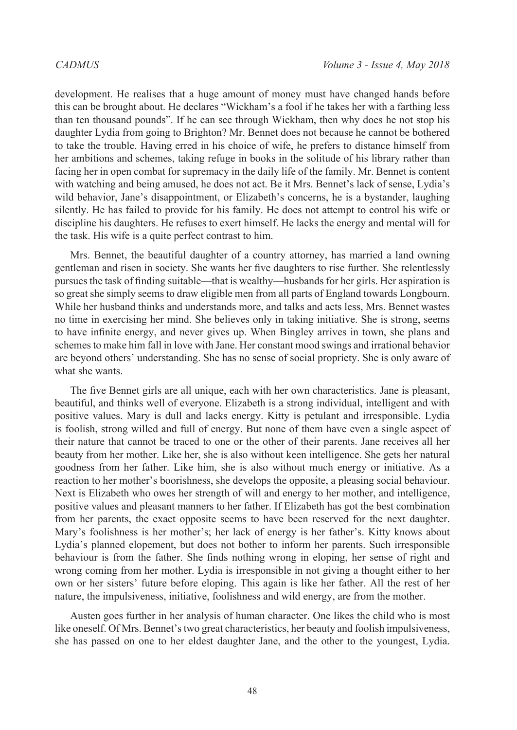development. He realises that a huge amount of money must have changed hands before this can be brought about. He declares "Wickham's a fool if he takes her with a farthing less than ten thousand pounds". If he can see through Wickham, then why does he not stop his daughter Lydia from going to Brighton? Mr. Bennet does not because he cannot be bothered to take the trouble. Having erred in his choice of wife, he prefers to distance himself from her ambitions and schemes, taking refuge in books in the solitude of his library rather than facing her in open combat for supremacy in the daily life of the family. Mr. Bennet is content with watching and being amused, he does not act. Be it Mrs. Bennet's lack of sense, Lydia's wild behavior, Jane's disappointment, or Elizabeth's concerns, he is a bystander, laughing silently. He has failed to provide for his family. He does not attempt to control his wife or discipline his daughters. He refuses to exert himself. He lacks the energy and mental will for the task. His wife is a quite perfect contrast to him.

Mrs. Bennet, the beautiful daughter of a country attorney, has married a land owning gentleman and risen in society. She wants her five daughters to rise further. She relentlessly pursues the task of finding suitable—that is wealthy—husbands for her girls. Her aspiration is so great she simply seems to draw eligible men from all parts of England towards Longbourn. While her husband thinks and understands more, and talks and acts less, Mrs. Bennet wastes no time in exercising her mind. She believes only in taking initiative. She is strong, seems to have infinite energy, and never gives up. When Bingley arrives in town, she plans and schemes to make him fall in love with Jane. Her constant mood swings and irrational behavior are beyond others' understanding. She has no sense of social propriety. She is only aware of what she wants.

The five Bennet girls are all unique, each with her own characteristics. Jane is pleasant, beautiful, and thinks well of everyone. Elizabeth is a strong individual, intelligent and with positive values. Mary is dull and lacks energy. Kitty is petulant and irresponsible. Lydia is foolish, strong willed and full of energy. But none of them have even a single aspect of their nature that cannot be traced to one or the other of their parents. Jane receives all her beauty from her mother. Like her, she is also without keen intelligence. She gets her natural goodness from her father. Like him, she is also without much energy or initiative. As a reaction to her mother's boorishness, she develops the opposite, a pleasing social behaviour. Next is Elizabeth who owes her strength of will and energy to her mother, and intelligence, positive values and pleasant manners to her father. If Elizabeth has got the best combination from her parents, the exact opposite seems to have been reserved for the next daughter. Mary's foolishness is her mother's; her lack of energy is her father's. Kitty knows about Lydia's planned elopement, but does not bother to inform her parents. Such irresponsible behaviour is from the father. She finds nothing wrong in eloping, her sense of right and wrong coming from her mother. Lydia is irresponsible in not giving a thought either to her own or her sisters' future before eloping. This again is like her father. All the rest of her nature, the impulsiveness, initiative, foolishness and wild energy, are from the mother.

Austen goes further in her analysis of human character. One likes the child who is most like oneself. Of Mrs. Bennet's two great characteristics, her beauty and foolish impulsiveness, she has passed on one to her eldest daughter Jane, and the other to the youngest, Lydia.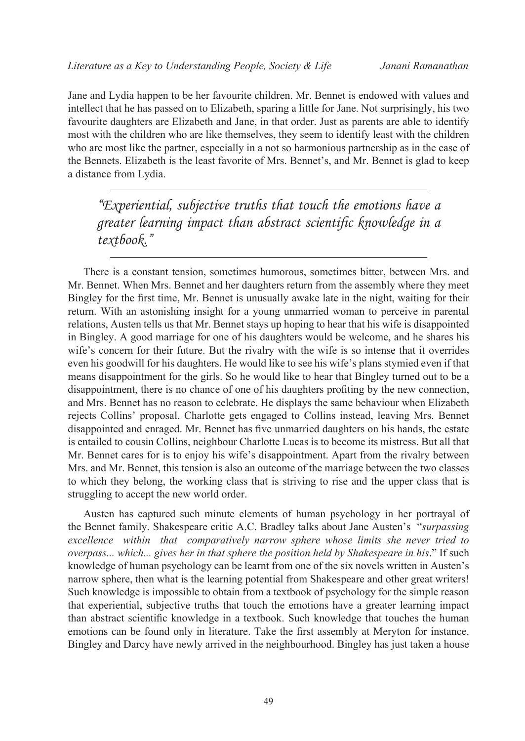Jane and Lydia happen to be her favourite children. Mr. Bennet is endowed with values and intellect that he has passed on to Elizabeth, sparing a little for Jane. Not surprisingly, his two favourite daughters are Elizabeth and Jane, in that order. Just as parents are able to identify most with the children who are like themselves, they seem to identify least with the children who are most like the partner, especially in a not so harmonious partnership as in the case of the Bennets. Elizabeth is the least favorite of Mrs. Bennet's, and Mr. Bennet is glad to keep a distance from Lydia.

> *"Experiential, subjective truths that touch the emotions have a greater learning impact than abstract scientific knowledge in a textbook."*

There is a constant tension, sometimes humorous, sometimes bitter, between Mrs. and Mr. Bennet. When Mrs. Bennet and her daughters return from the assembly where they meet Bingley for the first time, Mr. Bennet is unusually awake late in the night, waiting for their return. With an astonishing insight for a young unmarried woman to perceive in parental relations, Austen tells us that Mr. Bennet stays up hoping to hear that his wife is disappointed in Bingley. A good marriage for one of his daughters would be welcome, and he shares his wife's concern for their future. But the rivalry with the wife is so intense that it overrides even his goodwill for his daughters. He would like to see his wife's plans stymied even if that means disappointment for the girls. So he would like to hear that Bingley turned out to be a disappointment, there is no chance of one of his daughters profiting by the new connection, and Mrs. Bennet has no reason to celebrate. He displays the same behaviour when Elizabeth rejects Collins' proposal. Charlotte gets engaged to Collins instead, leaving Mrs. Bennet disappointed and enraged. Mr. Bennet has five unmarried daughters on his hands, the estate is entailed to cousin Collins, neighbour Charlotte Lucas is to become its mistress. But all that Mr. Bennet cares for is to enjoy his wife's disappointment. Apart from the rivalry between Mrs. and Mr. Bennet, this tension is also an outcome of the marriage between the two classes to which they belong, the working class that is striving to rise and the upper class that is struggling to accept the new world order.

Austen has captured such minute elements of human psychology in her portrayal of the Bennet family. Shakespeare critic A.C. Bradley talks about Jane Austen's "*surpassing excellence within that comparatively narrow sphere whose limits she never tried to overpass... which... gives her in that sphere the position held by Shakespeare in his*." If such knowledge of human psychology can be learnt from one of the six novels written in Austen's narrow sphere, then what is the learning potential from Shakespeare and other great writers! Such knowledge is impossible to obtain from a textbook of psychology for the simple reason that experiential, subjective truths that touch the emotions have a greater learning impact than abstract scientific knowledge in a textbook. Such knowledge that touches the human emotions can be found only in literature. Take the first assembly at Meryton for instance. Bingley and Darcy have newly arrived in the neighbourhood. Bingley has just taken a house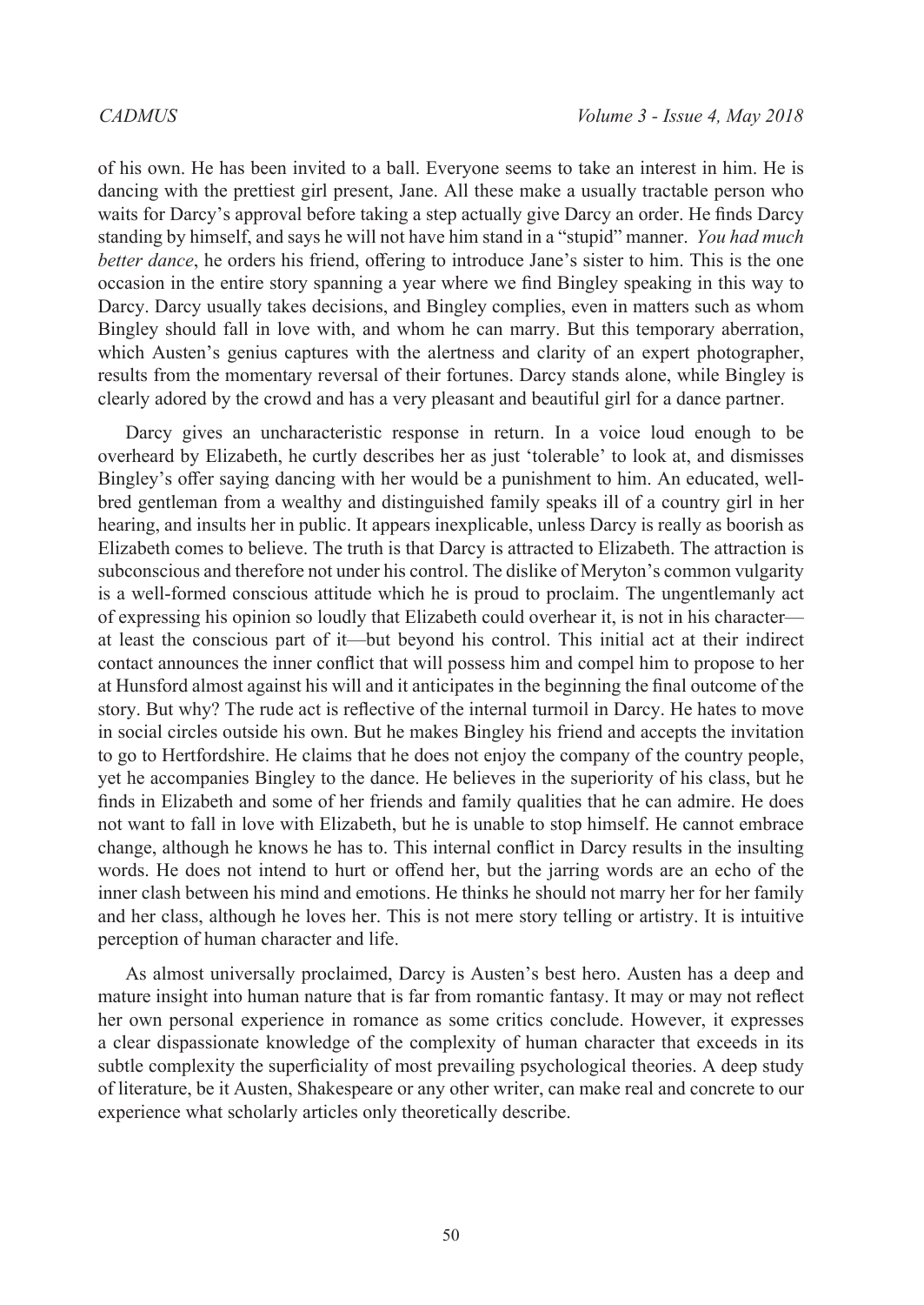of his own. He has been invited to a ball. Everyone seems to take an interest in him. He is dancing with the prettiest girl present, Jane. All these make a usually tractable person who waits for Darcy's approval before taking a step actually give Darcy an order. He finds Darcy standing by himself, and says he will not have him stand in a "stupid" manner. *You had much better dance*, he orders his friend, offering to introduce Jane's sister to him. This is the one occasion in the entire story spanning a year where we find Bingley speaking in this way to Darcy. Darcy usually takes decisions, and Bingley complies, even in matters such as whom Bingley should fall in love with, and whom he can marry. But this temporary aberration, which Austen's genius captures with the alertness and clarity of an expert photographer, results from the momentary reversal of their fortunes. Darcy stands alone, while Bingley is clearly adored by the crowd and has a very pleasant and beautiful girl for a dance partner.

Darcy gives an uncharacteristic response in return. In a voice loud enough to be overheard by Elizabeth, he curtly describes her as just 'tolerable' to look at, and dismisses Bingley's offer saying dancing with her would be a punishment to him. An educated, well-bred gentleman from a wealthy and distinguished family speaks ill of a country girl in her hearing, and insults her in public. It appears inexplicable, unless Darcy is really as boorish as Elizabeth comes to believe. The truth is that Darcy is attracted to Elizabeth. The attraction is subconscious and therefore not under his control. The dislike of Meryton's common vulgarity is a well-formed conscious attitude which he is proud to proclaim. The ungentlemanly act of expressing his opinion so loudly that Elizabeth could overhear it, is not in his character—at least the conscious part of it—but beyond his control. This initial act at their indirect contact announces the inner conflict that will possess him and compel him to propose to her at Hunsford almost against his will and it anticipates in the beginning the final outcome of the story. But why? The rude act is reflective of the internal turmoil in Darcy. He hates to move in social circles outside his own. But he makes Bingley his friend and accepts the invitation to go to Hertfordshire. He claims that he does not enjoy the company of the country people, yet he accompanies Bingley to the dance. He believes in the superiority of his class, but he finds in Elizabeth and some of her friends and family qualities that he can admire. He does not want to fall in love with Elizabeth, but he is unable to stop himself. He cannot embrace change, although he knows he has to. This internal conflict in Darcy results in the insulting words. He does not intend to hurt or offend her, but the jarring words are an echo of the inner clash between his mind and emotions. He thinks he should not marry her for her family and her class, although he loves her. This is not mere story telling or artistry. It is intuitive perception of human character and life.

As almost universally proclaimed, Darcy is Austen's best hero. Austen has a deep and mature insight into human nature that is far from romantic fantasy. It may or may not reflect her own personal experience in romance as some critics conclude. However, it expresses a clear dispassionate knowledge of the complexity of human character that exceeds in its subtle complexity the superficiality of most prevailing psychological theories. A deep study of literature, be it Austen, Shakespeare or any other writer, can make real and concrete to our experience what scholarly articles only theoretically describe.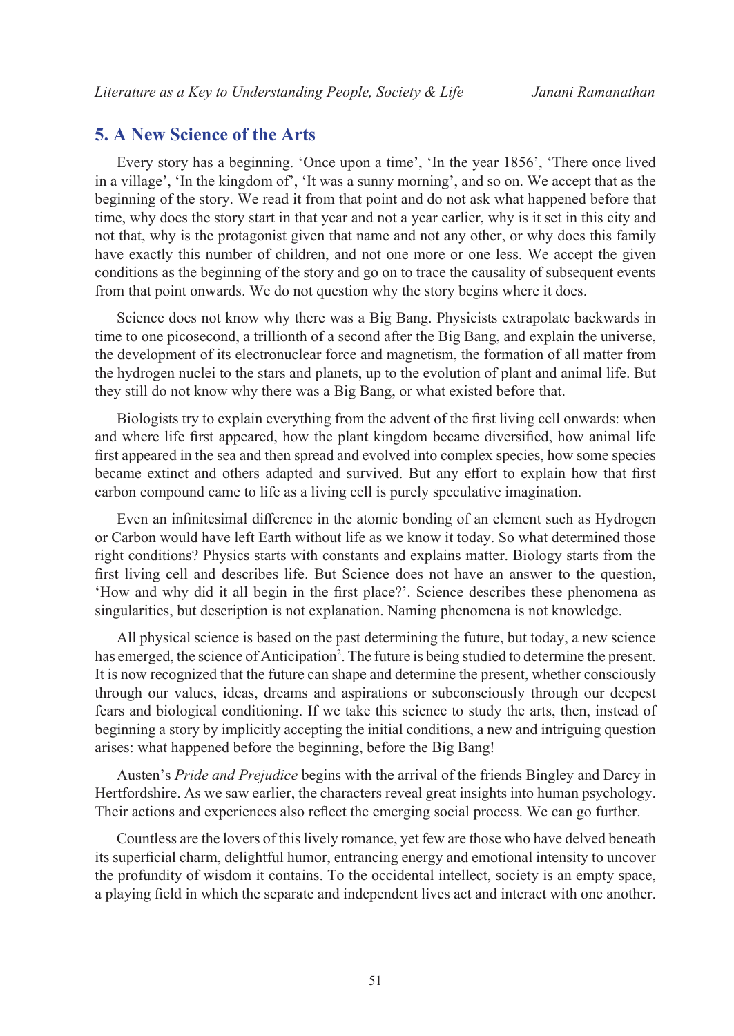## 5. A New Science of the Arts

Every story has a beginning. 'Once upon a time', 'In the year 1856', 'There once lived in a village', 'In the kingdom of', 'It was a sunny morning', and so on. We accept that as the beginning of the story. We read it from that point and do not ask what happened before that time, why does the story start in that year and not a year earlier, why is it set in this city and not that, why is the protagonist given that name and not any other, or why does this family have exactly this number of children, and not one more or one less. We accept the given conditions as the beginning of the story and go on to trace the causality of subsequent events from that point onwards. We do not question why the story begins where it does.

Science does not know why there was a Big Bang. Physicists extrapolate backwards in time to one picosecond, a trillionth of a second after the Big Bang, and explain the universe, the development of its electronuclear force and magnetism, the formation of all matter from the hydrogen nuclei to the stars and planets, up to the evolution of plant and animal life. But they still do not know why there was a Big Bang, or what existed before that.

Biologists try to explain everything from the advent of the first living cell onwards: when and where life first appeared, how the plant kingdom became diversified, how animal life first appeared in the sea and then spread and evolved into complex species, how some species became extinct and others adapted and survived. But any effort to explain how that first carbon compound came to life as a living cell is purely speculative imagination.

Even an infinitesimal difference in the atomic bonding of an element such as Hydrogen or Carbon would have left Earth without life as we know it today. So what determined those right conditions? Physics starts with constants and explains matter. Biology starts from the first living cell and describes life. But Science does not have an answer to the question, 'How and why did it all begin in the first place?'. Science describes these phenomena as singularities, but description is not explanation. Naming phenomena is not knowledge.

All physical science is based on the past determining the future, but today, a new science has emerged, the science of Anticipation[2]. The future is being studied to determine the present. It is now recognized that the future can shape and determine the present, whether consciously through our values, ideas, dreams and aspirations or subconsciously through our deepest fears and biological conditioning. If we take this science to study the arts, then, instead of beginning a story by implicitly accepting the initial conditions, a new and intriguing question arises: what happened before the beginning, before the Big Bang!

Austen's *Pride and Prejudice* begins with the arrival of the friends Bingley and Darcy in Hertfordshire. As we saw earlier, the characters reveal great insights into human psychology. Their actions and experiences also reflect the emerging social process. We can go further.

Countless are the lovers of this lively romance, yet few are those who have delved beneath its superficial charm, delightful humor, entrancing energy and emotional intensity to uncover the profundity of wisdom it contains. To the occidental intellect, society is an empty space, a playing field in which the separate and independent lives act and interact with one another.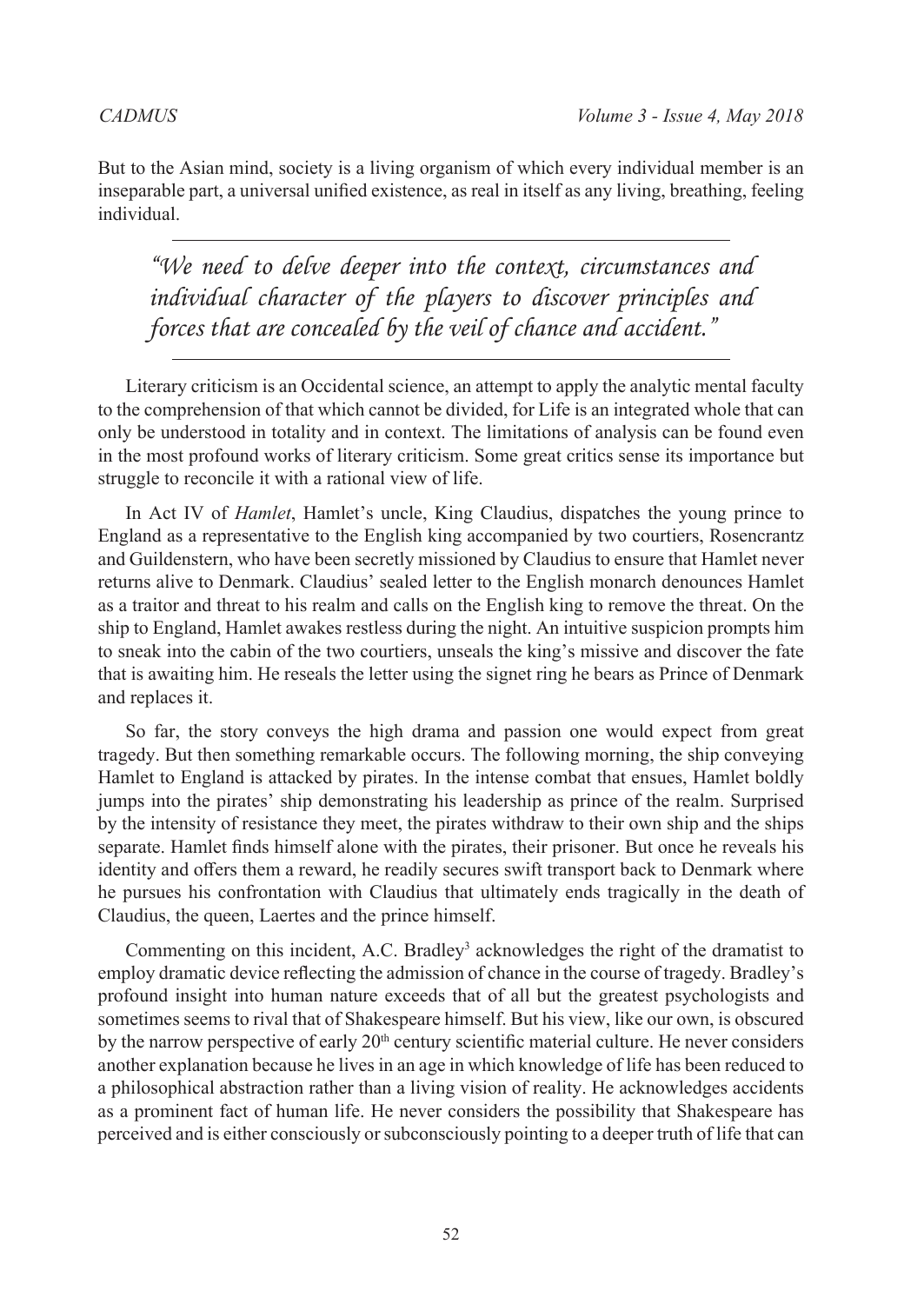But to the Asian mind, society is a living organism of which every individual member is an inseparable part, a universal unified existence, as real in itself as any living, breathing, feeling individual.

> *"We need to delve deeper into the context, circumstances and individual character of the players to discover principles and forces that are concealed by the veil of chance and accident."*

Literary criticism is an Occidental science, an attempt to apply the analytic mental faculty to the comprehension of that which cannot be divided, for Life is an integrated whole that can only be understood in totality and in context. The limitations of analysis can be found even in the most profound works of literary criticism. Some great critics sense its importance but struggle to reconcile it with a rational view of life.

In Act IV of *Hamlet*, Hamlet's uncle, King Claudius, dispatches the young prince to England as a representative to the English king accompanied by two courtiers, Rosencrantz and Guildenstern, who have been secretly missioned by Claudius to ensure that Hamlet never returns alive to Denmark. Claudius' sealed letter to the English monarch denounces Hamlet as a traitor and threat to his realm and calls on the English king to remove the threat. On the ship to England, Hamlet awakes restless during the night. An intuitive suspicion prompts him to sneak into the cabin of the two courtiers, unseals the king's missive and discover the fate that is awaiting him. He reseals the letter using the signet ring he bears as Prince of Denmark and replaces it.

So far, the story conveys the high drama and passion one would expect from great tragedy. But then something remarkable occurs. The following morning, the ship conveying Hamlet to England is attacked by pirates. In the intense combat that ensues, Hamlet boldly jumps into the pirates' ship demonstrating his leadership as prince of the realm. Surprised by the intensity of resistance they meet, the pirates withdraw to their own ship and the ships separate. Hamlet finds himself alone with the pirates, their prisoner. But once he reveals his identity and offers them a reward, he readily secures swift transport back to Denmark where he pursues his confrontation with Claudius that ultimately ends tragically in the death of Claudius, the queen, Laertes and the prince himself.

Commenting on this incident, A.C. Bradley[3] acknowledges the right of the dramatist to employ dramatic device reflecting the admission of chance in the course of tragedy. Bradley's profound insight into human nature exceeds that of all but the greatest psychologists and sometimes seems to rival that of Shakespeare himself. But his view, like our own, is obscured by the narrow perspective of early 20th century scientific material culture. He never considers another explanation because he lives in an age in which knowledge of life has been reduced to a philosophical abstraction rather than a living vision of reality. He acknowledges accidents as a prominent fact of human life. He never considers the possibility that Shakespeare has perceived and is either consciously or subconsciously pointing to a deeper truth of life that can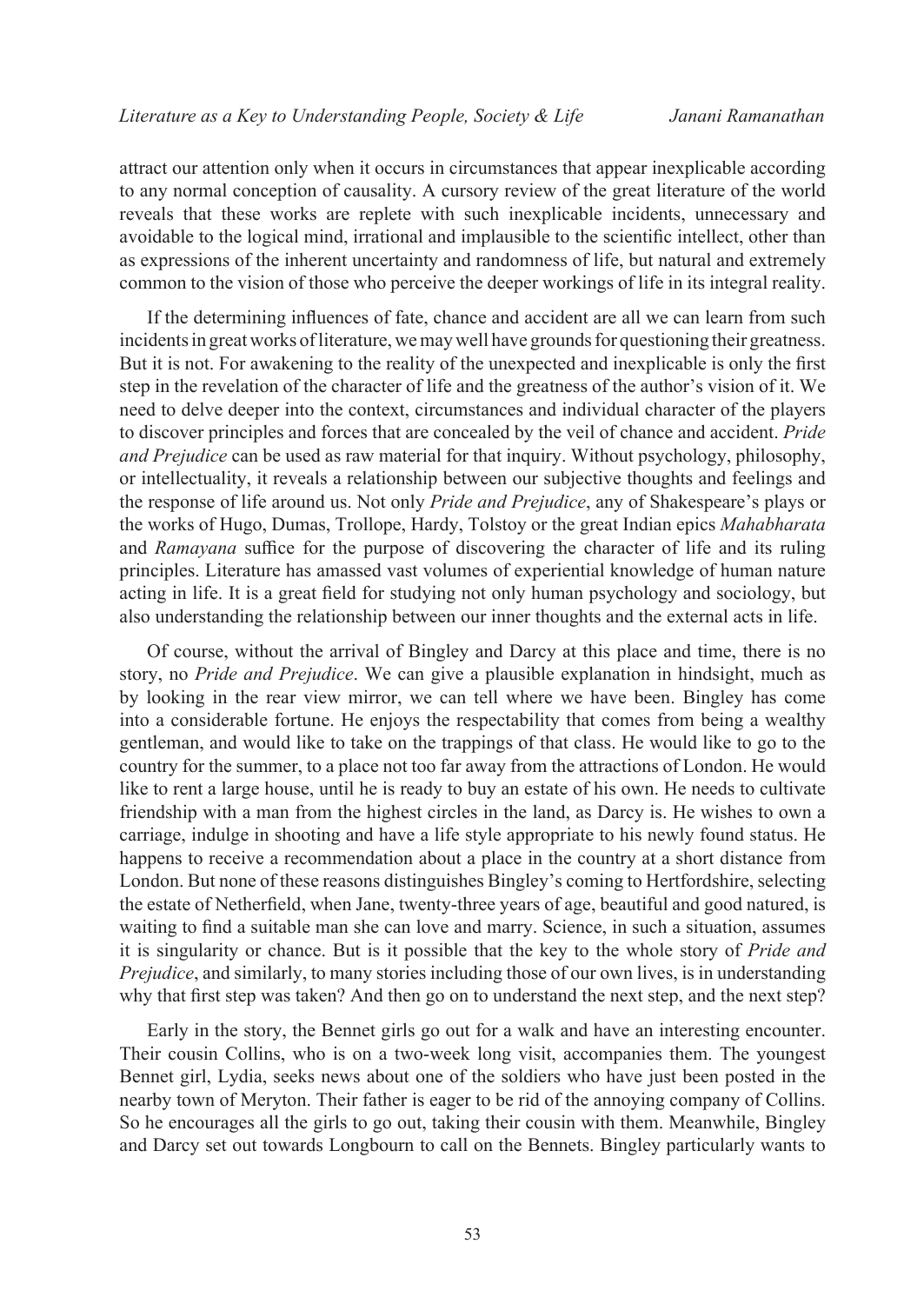attract our attention only when it occurs in circumstances that appear inexplicable according to any normal conception of causality. A cursory review of the great literature of the world reveals that these works are replete with such inexplicable incidents, unnecessary and avoidable to the logical mind, irrational and implausible to the scientific intellect, other than as expressions of the inherent uncertainty and randomness of life, but natural and extremely common to the vision of those who perceive the deeper workings of life in its integral reality.

If the determining influences of fate, chance and accident are all we can learn from such incidents in great works of literature, we may well have grounds for questioning their greatness. But it is not. For awakening to the reality of the unexpected and inexplicable is only the first step in the revelation of the character of life and the greatness of the author's vision of it. We need to delve deeper into the context, circumstances and individual character of the players to discover principles and forces that are concealed by the veil of chance and accident. *Pride and Prejudice* can be used as raw material for that inquiry. Without psychology, philosophy, or intellectuality, it reveals a relationship between our subjective thoughts and feelings and the response of life around us. Not only *Pride and Prejudice*, any of Shakespeare's plays or the works of Hugo, Dumas, Trollope, Hardy, Tolstoy or the great Indian epics *Mahabharata* and *Ramayana* suffice for the purpose of discovering the character of life and its ruling principles. Literature has amassed vast volumes of experiential knowledge of human nature acting in life. It is a great field for studying not only human psychology and sociology, but also understanding the relationship between our inner thoughts and the external acts in life.

Of course, without the arrival of Bingley and Darcy at this place and time, there is no story, no *Pride and Prejudice*. We can give a plausible explanation in hindsight, much as by looking in the rear view mirror, we can tell where we have been. Bingley has come into a considerable fortune. He enjoys the respectability that comes from being a wealthy gentleman, and would like to take on the trappings of that class. He would like to go to the country for the summer, to a place not too far away from the attractions of London. He would like to rent a large house, until he is ready to buy an estate of his own. He needs to cultivate friendship with a man from the highest circles in the land, as Darcy is. He wishes to own a carriage, indulge in shooting and have a life style appropriate to his newly found status. He happens to receive a recommendation about a place in the country at a short distance from London. But none of these reasons distinguishes Bingley's coming to Hertfordshire, selecting the estate of Netherfield, when Jane, twenty-three years of age, beautiful and good natured, is waiting to find a suitable man she can love and marry. Science, in such a situation, assumes it is singularity or chance. But is it possible that the key to the whole story of *Pride and Prejudice*, and similarly, to many stories including those of our own lives, is in understanding why that first step was taken? And then go on to understand the next step, and the next step?

Early in the story, the Bennet girls go out for a walk and have an interesting encounter. Their cousin Collins, who is on a two-week long visit, accompanies them. The youngest Bennet girl, Lydia, seeks news about one of the soldiers who have just been posted in the nearby town of Meryton. Their father is eager to be rid of the annoying company of Collins. So he encourages all the girls to go out, taking their cousin with them. Meanwhile, Bingley and Darcy set out towards Longbourn to call on the Bennets. Bingley particularly wants to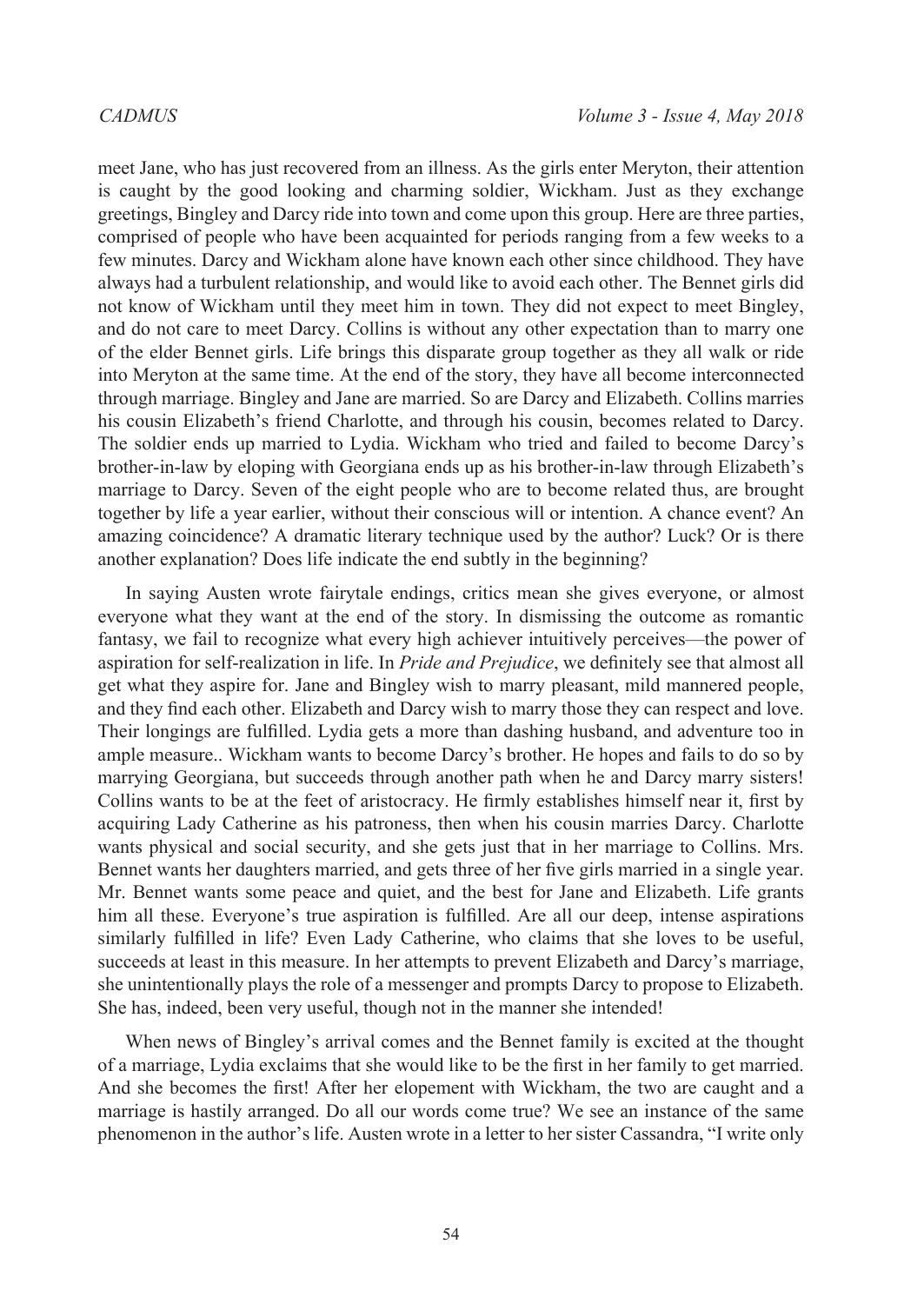meet Jane, who has just recovered from an illness. As the girls enter Meryton, their attention is caught by the good looking and charming soldier, Wickham. Just as they exchange greetings, Bingley and Darcy ride into town and come upon this group. Here are three parties, comprised of people who have been acquainted for periods ranging from a few weeks to a few minutes. Darcy and Wickham alone have known each other since childhood. They have always had a turbulent relationship, and would like to avoid each other. The Bennet girls did not know of Wickham until they meet him in town. They did not expect to meet Bingley, and do not care to meet Darcy. Collins is without any other expectation than to marry one of the elder Bennet girls. Life brings this disparate group together as they all walk or ride into Meryton at the same time. At the end of the story, they have all become interconnected through marriage. Bingley and Jane are married. So are Darcy and Elizabeth. Collins marries his cousin Elizabeth's friend Charlotte, and through his cousin, becomes related to Darcy. The soldier ends up married to Lydia. Wickham who tried and failed to become Darcy's brother-in-law by eloping with Georgiana ends up as his brother-in-law through Elizabeth's marriage to Darcy. Seven of the eight people who are to become related thus, are brought together by life a year earlier, without their conscious will or intention. A chance event? An amazing coincidence? A dramatic literary technique used by the author? Luck? Or is there another explanation? Does life indicate the end subtly in the beginning?

In saying Austen wrote fairytale endings, critics mean she gives everyone, or almost everyone what they want at the end of the story. In dismissing the outcome as romantic fantasy, we fail to recognize what every high achiever intuitively perceives—the power of aspiration for self-realization in life. In *Pride and Prejudice*, we definitely see that almost all get what they aspire for. Jane and Bingley wish to marry pleasant, mild mannered people, and they find each other. Elizabeth and Darcy wish to marry those they can respect and love. Their longings are fulfilled. Lydia gets a more than dashing husband, and adventure too in ample measure.. Wickham wants to become Darcy's brother. He hopes and fails to do so by marrying Georgiana, but succeeds through another path when he and Darcy marry sisters! Collins wants to be at the feet of aristocracy. He firmly establishes himself near it, first by acquiring Lady Catherine as his patroness, then when his cousin marries Darcy. Charlotte wants physical and social security, and she gets just that in her marriage to Collins. Mrs. Bennet wants her daughters married, and gets three of her five girls married in a single year. Mr. Bennet wants some peace and quiet, and the best for Jane and Elizabeth. Life grants him all these. Everyone's true aspiration is fulfilled. Are all our deep, intense aspirations similarly fulfilled in life? Even Lady Catherine, who claims that she loves to be useful, succeeds at least in this measure. In her attempts to prevent Elizabeth and Darcy's marriage, she unintentionally plays the role of a messenger and prompts Darcy to propose to Elizabeth. She has, indeed, been very useful, though not in the manner she intended!

When news of Bingley's arrival comes and the Bennet family is excited at the thought of a marriage, Lydia exclaims that she would like to be the first in her family to get married. And she becomes the first! After her elopement with Wickham, the two are caught and a marriage is hastily arranged. Do all our words come true? We see an instance of the same phenomenon in the author's life. Austen wrote in a letter to her sister Cassandra, "I write only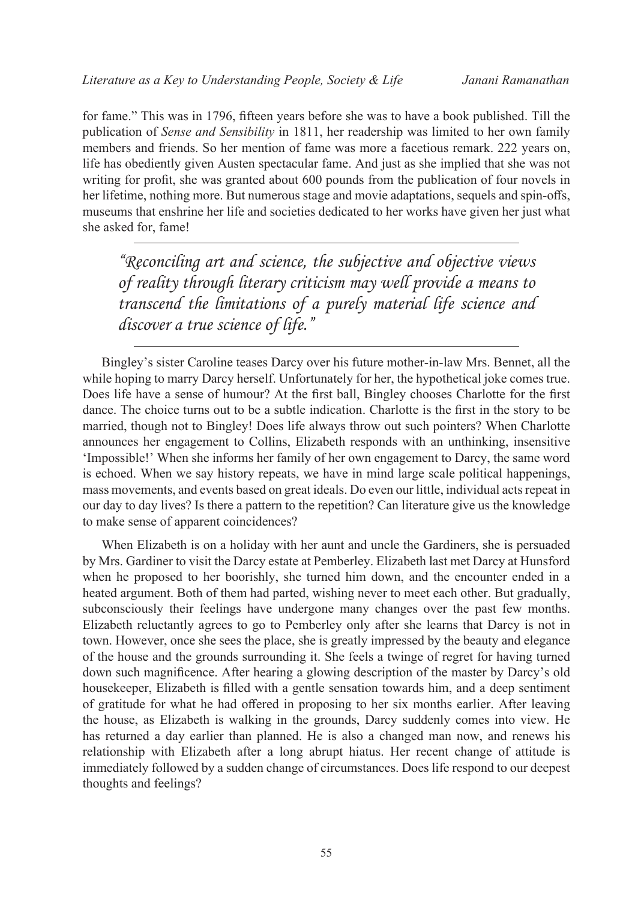for fame." This was in 1796, fifteen years before she was to have a book published. Till the publication of *Sense and Sensibility* in 1811, her readership was limited to her own family members and friends. So her mention of fame was more a facetious remark. 222 years on, life has obediently given Austen spectacular fame. And just as she implied that she was not writing for profit, she was granted about 600 pounds from the publication of four novels in her lifetime, nothing more. But numerous stage and movie adaptations, sequels and spin-offs, museums that enshrine her life and societies dedicated to her works have given her just what she asked for, fame!

> *"Reconciling art and science, the subjective and objective views of reality through literary criticism may well provide a means to transcend the limitations of a purely material life science and discover a true science of life."*

Bingley's sister Caroline teases Darcy over his future mother-in-law Mrs. Bennet, all the while hoping to marry Darcy herself. Unfortunately for her, the hypothetical joke comes true. Does life have a sense of humour? At the first ball, Bingley chooses Charlotte for the first dance. The choice turns out to be a subtle indication. Charlotte is the first in the story to be married, though not to Bingley! Does life always throw out such pointers? When Charlotte announces her engagement to Collins, Elizabeth responds with an unthinking, insensitive 'Impossible!' When she informs her family of her own engagement to Darcy, the same word is echoed. When we say history repeats, we have in mind large scale political happenings, mass movements, and events based on great ideals. Do even our little, individual acts repeat in our day to day lives? Is there a pattern to the repetition? Can literature give us the knowledge to make sense of apparent coincidences?

When Elizabeth is on a holiday with her aunt and uncle the Gardiners, she is persuaded by Mrs. Gardiner to visit the Darcy estate at Pemberley. Elizabeth last met Darcy at Hunsford when he proposed to her boorishly, she turned him down, and the encounter ended in a heated argument. Both of them had parted, wishing never to meet each other. But gradually, subconsciously their feelings have undergone many changes over the past few months. Elizabeth reluctantly agrees to go to Pemberley only after she learns that Darcy is not in town. However, once she sees the place, she is greatly impressed by the beauty and elegance of the house and the grounds surrounding it. She feels a twinge of regret for having turned down such magnificence. After hearing a glowing description of the master by Darcy's old housekeeper, Elizabeth is filled with a gentle sensation towards him, and a deep sentiment of gratitude for what he had offered in proposing to her six months earlier. After leaving the house, as Elizabeth is walking in the grounds, Darcy suddenly comes into view. He has returned a day earlier than planned. He is also a changed man now, and renews his relationship with Elizabeth after a long abrupt hiatus. Her recent change of attitude is immediately followed by a sudden change of circumstances. Does life respond to our deepest thoughts and feelings?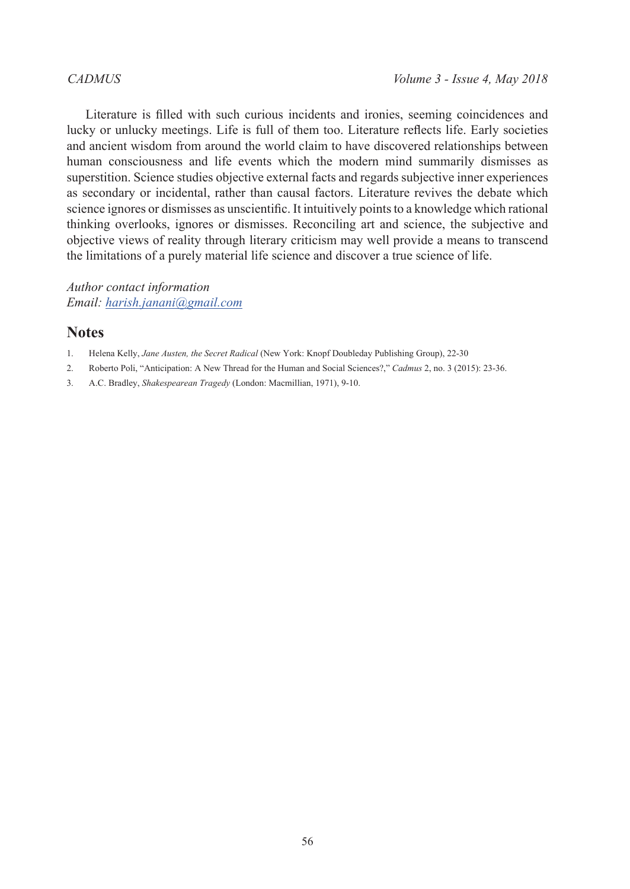Literature is filled with such curious incidents and ironies, seeming coincidences and lucky or unlucky meetings. Life is full of them too. Literature reflects life. Early societies and ancient wisdom from around the world claim to have discovered relationships between human consciousness and life events which the modern mind summarily dismisses as superstition. Science studies objective external facts and regards subjective inner experiences as secondary or incidental, rather than causal factors. Literature revives the debate which science ignores or dismisses as unscientific. It intuitively points to a knowledge which rational thinking overlooks, ignores or dismisses. Reconciling art and science, the subjective and objective views of reality through literary criticism may well provide a means to transcend the limitations of a purely material life science and discover a true science of life.

*Author contact information*
*Email: harish.janani@gmail.com*

## Notes

1. Helena Kelly, *Jane Austen, the Secret Radical* (New York: Knopf Doubleday Publishing Group), 22-30
2. Roberto Poli, "Anticipation: A New Thread for the Human and Social Sciences?," *Cadmus* 2, no. 3 (2015): 23-36.
3. A.C. Bradley, *Shakespearean Tragedy* (London: Macmillian, 1971), 9-10.